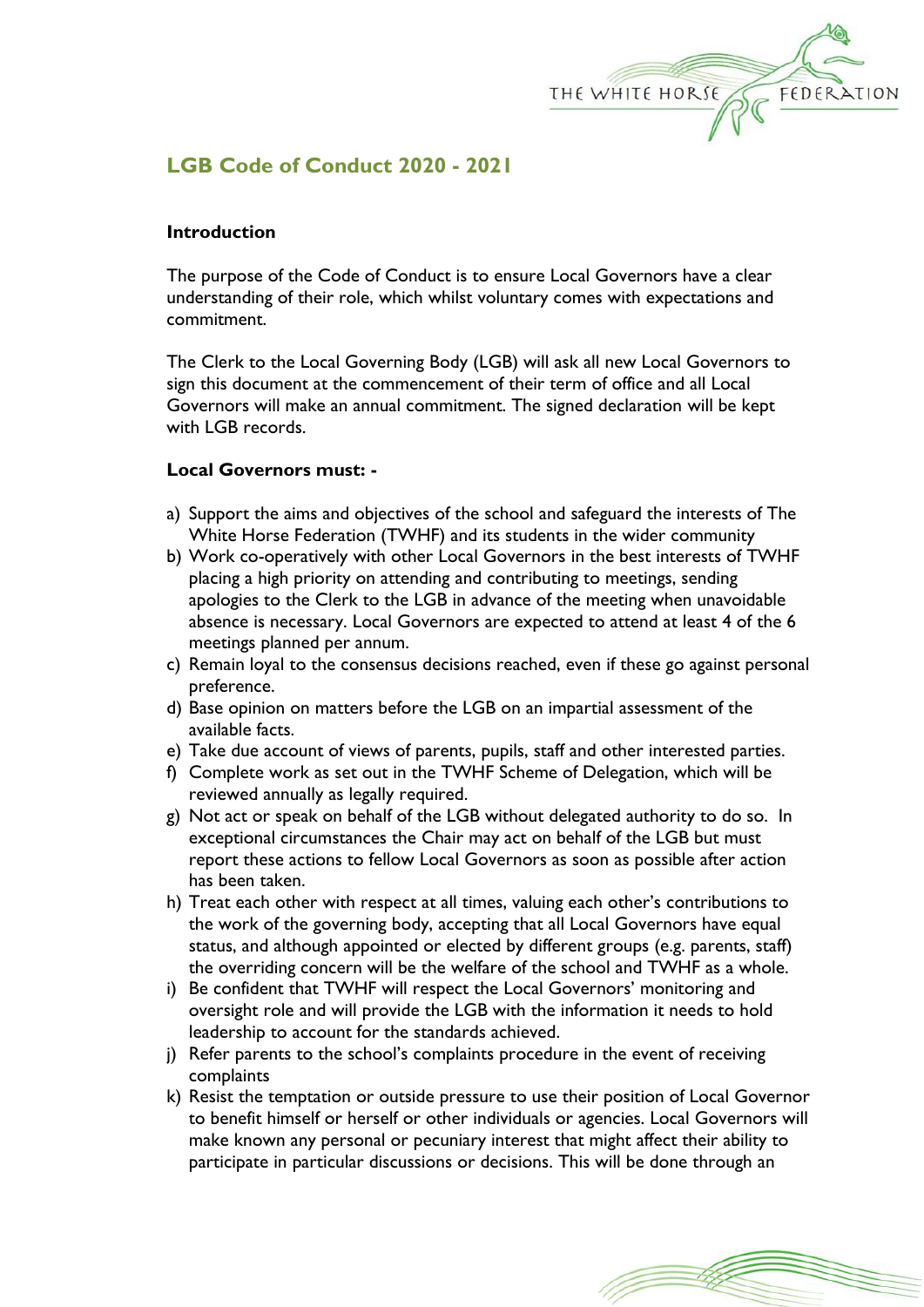# LGB Code of Conduct 2020 - 2021

## Introduction

The purpose of the Code of Conduct is to ensure Local Governors have a clear understanding of their role, which whilst voluntary comes with expectations and commitment.

The Clerk to the Local Governing Body (LGB) will ask all new Local Governors to sign this document at the commencement of their term of office and all Local Governors will make an annual commitment. The signed declaration will be kept with LGB records.

## Local Governors must: -

a) Support the aims and objectives of the school and safeguard the interests of The White Horse Federation (TWHF) and its students in the wider community
b) Work co-operatively with other Local Governors in the best interests of TWHF placing a high priority on attending and contributing to meetings, sending apologies to the Clerk to the LGB in advance of the meeting when unavoidable absence is necessary. Local Governors are expected to attend at least 4 of the 6 meetings planned per annum.
c) Remain loyal to the consensus decisions reached, even if these go against personal preference.
d) Base opinion on matters before the LGB on an impartial assessment of the available facts.
e) Take due account of views of parents, pupils, staff and other interested parties.
f) Complete work as set out in the TWHF Scheme of Delegation, which will be reviewed annually as legally required.
g) Not act or speak on behalf of the LGB without delegated authority to do so. In exceptional circumstances the Chair may act on behalf of the LGB but must report these actions to fellow Local Governors as soon as possible after action has been taken.
h) Treat each other with respect at all times, valuing each other's contributions to the work of the governing body, accepting that all Local Governors have equal status, and although appointed or elected by different groups (e.g. parents, staff) the overriding concern will be the welfare of the school and TWHF as a whole.
i) Be confident that TWHF will respect the Local Governors' monitoring and oversight role and will provide the LGB with the information it needs to hold leadership to account for the standards achieved.
j) Refer parents to the school's complaints procedure in the event of receiving complaints
k) Resist the temptation or outside pressure to use their position of Local Governor to benefit himself or herself or other individuals or agencies. Local Governors will make known any personal or pecuniary interest that might affect their ability to participate in particular discussions or decisions. This will be done through an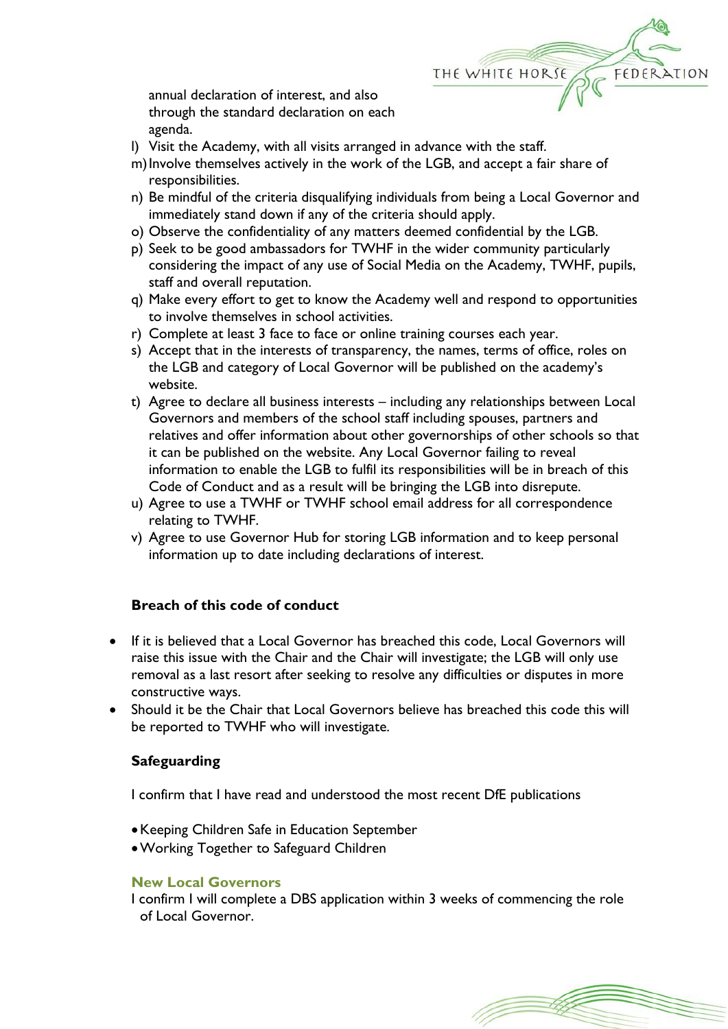annual declaration of interest, and also through the standard declaration on each agenda.

l) Visit the Academy, with all visits arranged in advance with the staff.
m) Involve themselves actively in the work of the LGB, and accept a fair share of responsibilities.
n) Be mindful of the criteria disqualifying individuals from being a Local Governor and immediately stand down if any of the criteria should apply.
o) Observe the confidentiality of any matters deemed confidential by the LGB.
p) Seek to be good ambassadors for TWHF in the wider community particularly considering the impact of any use of Social Media on the Academy, TWHF, pupils, staff and overall reputation.
q) Make every effort to get to know the Academy well and respond to opportunities to involve themselves in school activities.
r) Complete at least 3 face to face or online training courses each year.
s) Accept that in the interests of transparency, the names, terms of office, roles on the LGB and category of Local Governor will be published on the academy's website.
t) Agree to declare all business interests – including any relationships between Local Governors and members of the school staff including spouses, partners and relatives and offer information about other governorships of other schools so that it can be published on the website. Any Local Governor failing to reveal information to enable the LGB to fulfil its responsibilities will be in breach of this Code of Conduct and as a result will be bringing the LGB into disrepute.
u) Agree to use a TWHF or TWHF school email address for all correspondence relating to TWHF.
v) Agree to use Governor Hub for storing LGB information and to keep personal information up to date including declarations of interest.

**Breach of this code of conduct**

- If it is believed that a Local Governor has breached this code, Local Governors will raise this issue with the Chair and the Chair will investigate; the LGB will only use removal as a last resort after seeking to resolve any difficulties or disputes in more constructive ways.
- Should it be the Chair that Local Governors believe has breached this code this will be reported to TWHF who will investigate.

**Safeguarding**

I confirm that I have read and understood the most recent DfE publications

- Keeping Children Safe in Education September
- Working Together to Safeguard Children

**New Local Governors**

I confirm I will complete a DBS application within 3 weeks of commencing the role of Local Governor.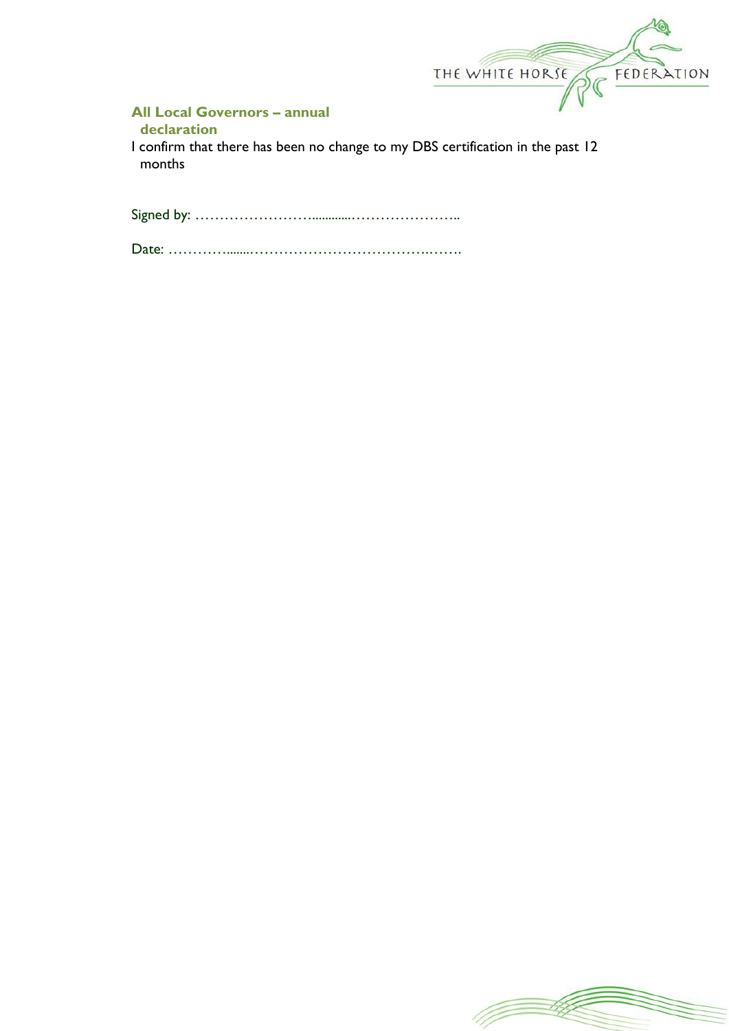## All Local Governors – annual declaration

I confirm that there has been no change to my DBS certification in the past 12 months

Signed by: …………………….............…………………..

Date: ………….......…………………………………..…….